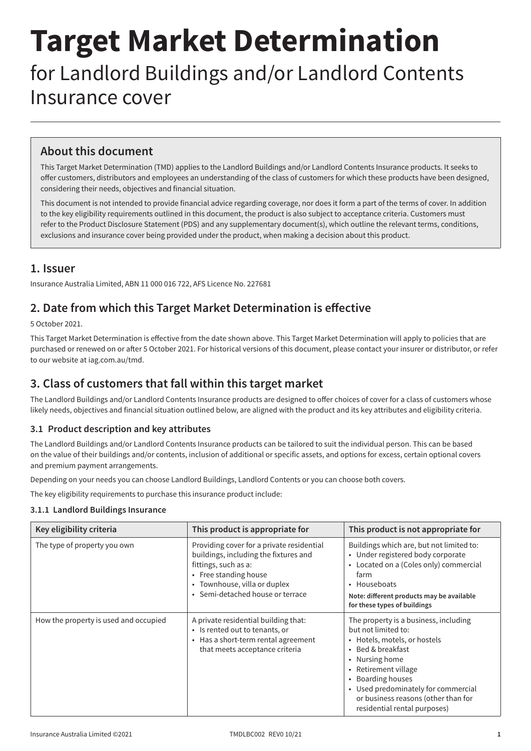# Target Market Determination

for Landlord Buildings and/or Landlord Contents Insurance cover

## About this document

This Target Market Determination (TMD) applies to the Landlord Buildings and/or Landlord Contents Insurance products. It seeks to offer customers, distributors and employees an understanding of the class of customers for which these products have been designed, considering their needs, objectives and financial situation.

This document is not intended to provide financial advice regarding coverage, nor does it form a part of the terms of cover. In addition to the key eligibility requirements outlined in this document, the product is also subject to acceptance criteria. Customers must refer to the Product Disclosure Statement (PDS) and any supplementary document(s), which outline the relevant terms, conditions, exclusions and insurance cover being provided under the product, when making a decision about this product.

## 1. Issuer

Insurance Australia Limited, ABN 11 000 016 722, AFS Licence No. 227681

## 2. Date from which this Target Market Determination is effective

5 October 2021.

This Target Market Determination is effective from the date shown above. This Target Market Determination will apply to policies that are purchased or renewed on or after 5 October 2021. For historical versions of this document, please contact your insurer or distributor, or refer to our website at iag.com.au/tmd.

## 3. Class of customers that fall within this target market

The Landlord Buildings and/or Landlord Contents Insurance products are designed to offer choices of cover for a class of customers whose likely needs, objectives and financial situation outlined below, are aligned with the product and its key attributes and eligibility criteria.

### 3.1 Product description and key attributes

The Landlord Buildings and/or Landlord Contents Insurance products can be tailored to suit the individual person. This can be based on the value of their buildings and/or contents, inclusion of additional or specific assets, and options for excess, certain optional covers and premium payment arrangements.

Depending on your needs you can choose Landlord Buildings, Landlord Contents or you can choose both covers.

The key eligibility requirements to purchase this insurance product include:

#### 3.1.1 Landlord Buildings Insurance

| Key eligibility criteria | This product is appropriate for | This product is not appropriate for |
|---|---|---|
| The type of property you own | Providing cover for a private residential buildings, including the fixtures and fittings, such as a:<br>• Free standing house<br>• Townhouse, villa or duplex<br>• Semi-detached house or terrace | Buildings which are, but not limited to:<br>• Under registered body corporate<br>• Located on a (Coles only) commercial farm<br>• Houseboats<br>**Note: different products may be available for these types of buildings** |
| How the property is used and occupied | A private residential building that:<br>• Is rented out to tenants, or<br>• Has a short-term rental agreement that meets acceptance criteria | The property is a business, including but not limited to:<br>• Hotels, motels, or hostels<br>• Bed & breakfast<br>• Nursing home<br>• Retirement village<br>• Boarding houses<br>• Used predominately for commercial or business reasons (other than for residential rental purposes) |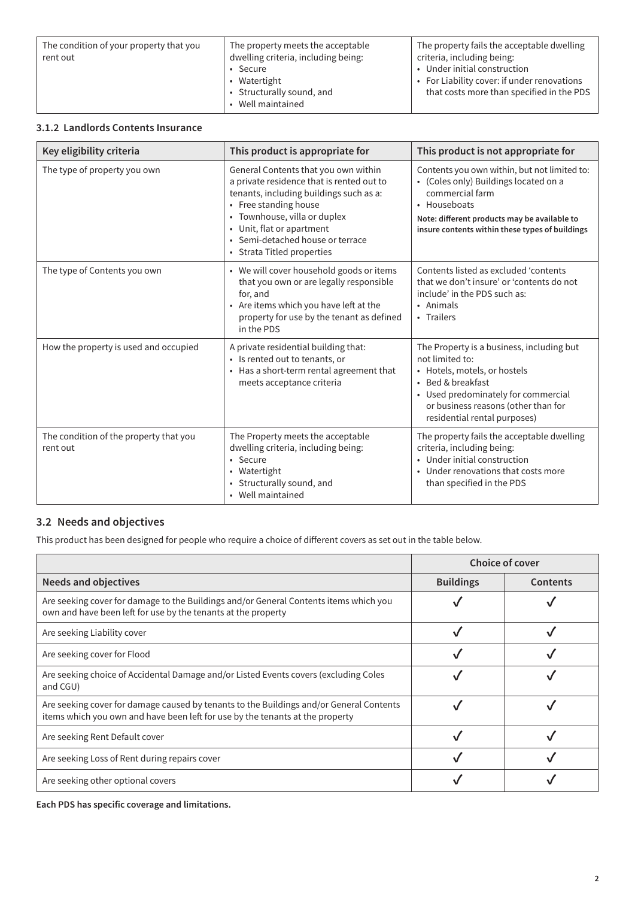| | | |
|---|---|---|
| The condition of your property that you rent out | The property meets the acceptable dwelling criteria, including being:<br>• Secure<br>• Watertight<br>• Structurally sound, and<br>• Well maintained | The property fails the acceptable dwelling criteria, including being:<br>• Under initial construction<br>• For Liability cover: if under renovations that costs more than specified in the PDS |

#### 3.1.2 Landlords Contents Insurance

| Key eligibility criteria | This product is appropriate for | This product is not appropriate for |
|---|---|---|
| The type of property you own | General Contents that you own within a private residence that is rented out to tenants, including buildings such as a:<br>• Free standing house<br>• Townhouse, villa or duplex<br>• Unit, flat or apartment<br>• Semi-detached house or terrace<br>• Strata Titled properties | Contents you own within, but not limited to:<br>• (Coles only) Buildings located on a commercial farm<br>• Houseboats<br>**Note: different products may be available to insure contents within these types of buildings** |
| The type of Contents you own | • We will cover household goods or items that you own or are legally responsible for, and<br>• Are items which you have left at the property for use by the tenant as defined in the PDS | Contents listed as excluded 'contents that we don't insure' or 'contents do not include' in the PDS such as:<br>• Animals<br>• Trailers |
| How the property is used and occupied | A private residential building that:<br>• Is rented out to tenants, or<br>• Has a short-term rental agreement that meets acceptance criteria | The Property is a business, including but not limited to:<br>• Hotels, motels, or hostels<br>• Bed & breakfast<br>• Used predominately for commercial or business reasons (other than for residential rental purposes) |
| The condition of the property that you rent out | The Property meets the acceptable dwelling criteria, including being:<br>• Secure<br>• Watertight<br>• Structurally sound, and<br>• Well maintained | The property fails the acceptable dwelling criteria, including being:<br>• Under initial construction<br>• Under renovations that costs more than specified in the PDS |

### 3.2 Needs and objectives

This product has been designed for people who require a choice of different covers as set out in the table below.

| | Choice of cover | |
|---|---|---|
| **Needs and objectives** | **Buildings** | **Contents** |
| Are seeking cover for damage to the Buildings and/or General Contents items which you own and have been left for use by the tenants at the property | ✓ | ✓ |
| Are seeking Liability cover | ✓ | ✓ |
| Are seeking cover for Flood | ✓ | ✓ |
| Are seeking choice of Accidental Damage and/or Listed Events covers (excluding Coles and CGU) | ✓ | ✓ |
| Are seeking cover for damage caused by tenants to the Buildings and/or General Contents items which you own and have been left for use by the tenants at the property | ✓ | ✓ |
| Are seeking Rent Default cover | ✓ | ✓ |
| Are seeking Loss of Rent during repairs cover | ✓ | ✓ |
| Are seeking other optional covers | ✓ | ✓ |

**Each PDS has specific coverage and limitations.**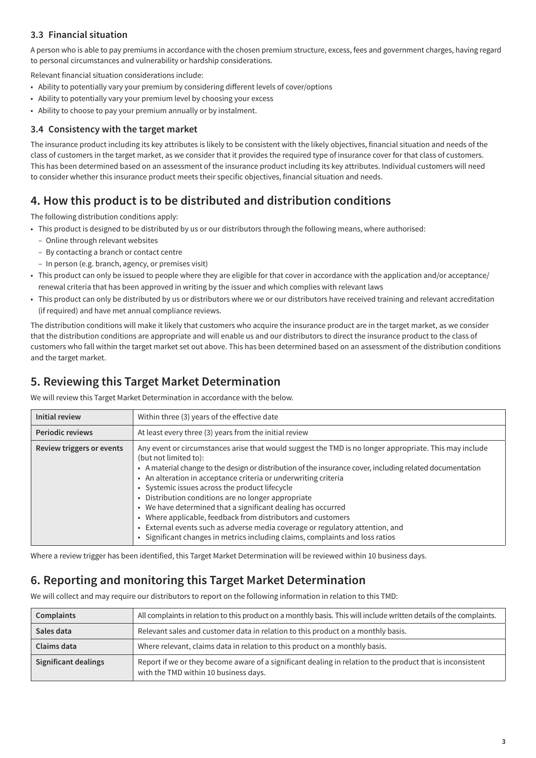### 3.3 Financial situation

A person who is able to pay premiums in accordance with the chosen premium structure, excess, fees and government charges, having regard to personal circumstances and vulnerability or hardship considerations.

Relevant financial situation considerations include:

- Ability to potentially vary your premium by considering different levels of cover/options
- Ability to potentially vary your premium level by choosing your excess
- Ability to choose to pay your premium annually or by instalment.

### 3.4 Consistency with the target market

The insurance product including its key attributes is likely to be consistent with the likely objectives, financial situation and needs of the class of customers in the target market, as we consider that it provides the required type of insurance cover for that class of customers. This has been determined based on an assessment of the insurance product including its key attributes. Individual customers will need to consider whether this insurance product meets their specific objectives, financial situation and needs.

## 4. How this product is to be distributed and distribution conditions

The following distribution conditions apply:

- This product is designed to be distributed by us or our distributors through the following means, where authorised:
  - Online through relevant websites
  - By contacting a branch or contact centre
  - In person (e.g. branch, agency, or premises visit)
- This product can only be issued to people where they are eligible for that cover in accordance with the application and/or acceptance/renewal criteria that has been approved in writing by the issuer and which complies with relevant laws
- This product can only be distributed by us or distributors where we or our distributors have received training and relevant accreditation (if required) and have met annual compliance reviews.

The distribution conditions will make it likely that customers who acquire the insurance product are in the target market, as we consider that the distribution conditions are appropriate and will enable us and our distributors to direct the insurance product to the class of customers who fall within the target market set out above. This has been determined based on an assessment of the distribution conditions and the target market.

## 5. Reviewing this Target Market Determination

We will review this Target Market Determination in accordance with the below.

| | |
|---|---|
| **Initial review** | Within three (3) years of the effective date |
| **Periodic reviews** | At least every three (3) years from the initial review |
| **Review triggers or events** | Any event or circumstances arise that would suggest the TMD is no longer appropriate. This may include (but not limited to):<br>• A material change to the design or distribution of the insurance cover, including related documentation<br>• An alteration in acceptance criteria or underwriting criteria<br>• Systemic issues across the product lifecycle<br>• Distribution conditions are no longer appropriate<br>• We have determined that a significant dealing has occurred<br>• Where applicable, feedback from distributors and customers<br>• External events such as adverse media coverage or regulatory attention, and<br>• Significant changes in metrics including claims, complaints and loss ratios |

Where a review trigger has been identified, this Target Market Determination will be reviewed within 10 business days.

## 6. Reporting and monitoring this Target Market Determination

We will collect and may require our distributors to report on the following information in relation to this TMD:

| | |
|---|---|
| **Complaints** | All complaints in relation to this product on a monthly basis. This will include written details of the complaints. |
| **Sales data** | Relevant sales and customer data in relation to this product on a monthly basis. |
| **Claims data** | Where relevant, claims data in relation to this product on a monthly basis. |
| **Significant dealings** | Report if we or they become aware of a significant dealing in relation to the product that is inconsistent with the TMD within 10 business days. |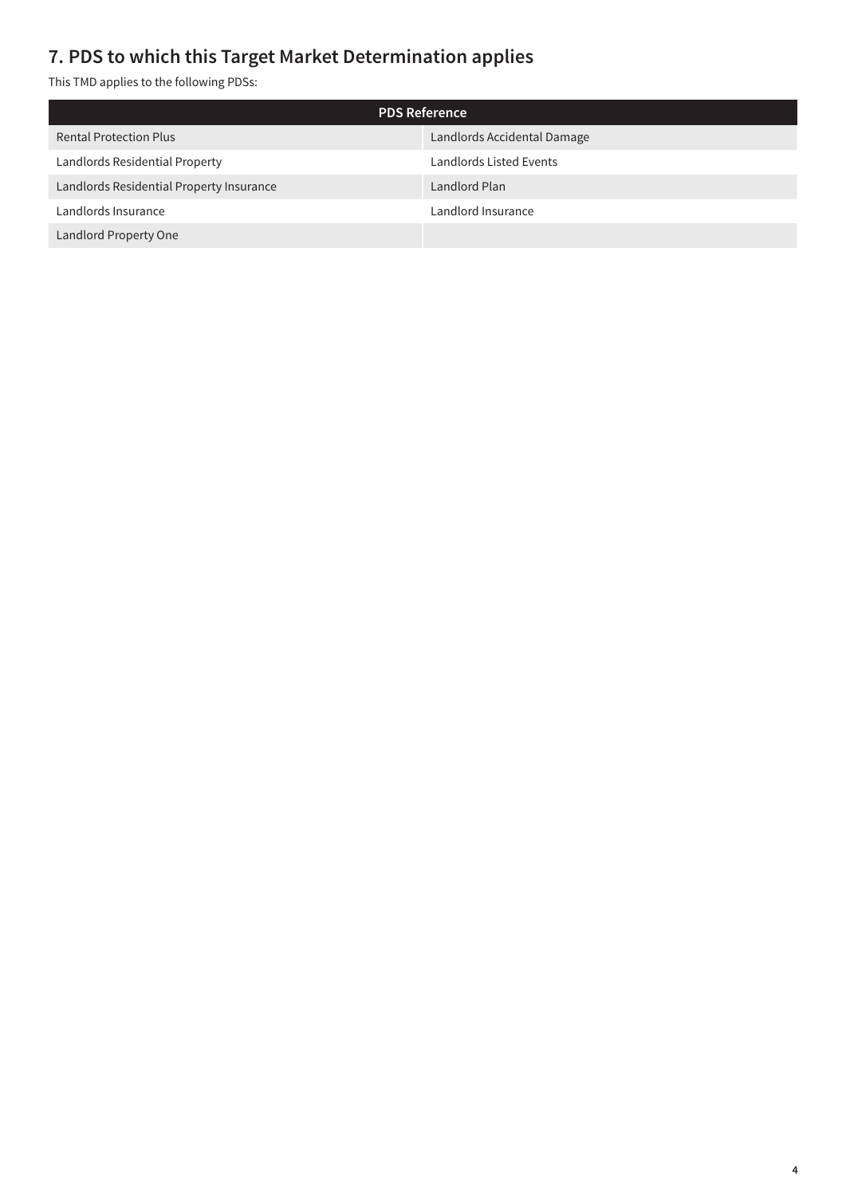## 7. PDS to which this Target Market Determination applies

This TMD applies to the following PDSs:

| PDS Reference | |
|---|---|
| Rental Protection Plus | Landlords Accidental Damage |
| Landlords Residential Property | Landlords Listed Events |
| Landlords Residential Property Insurance | Landlord Plan |
| Landlords Insurance | Landlord Insurance |
| Landlord Property One | |